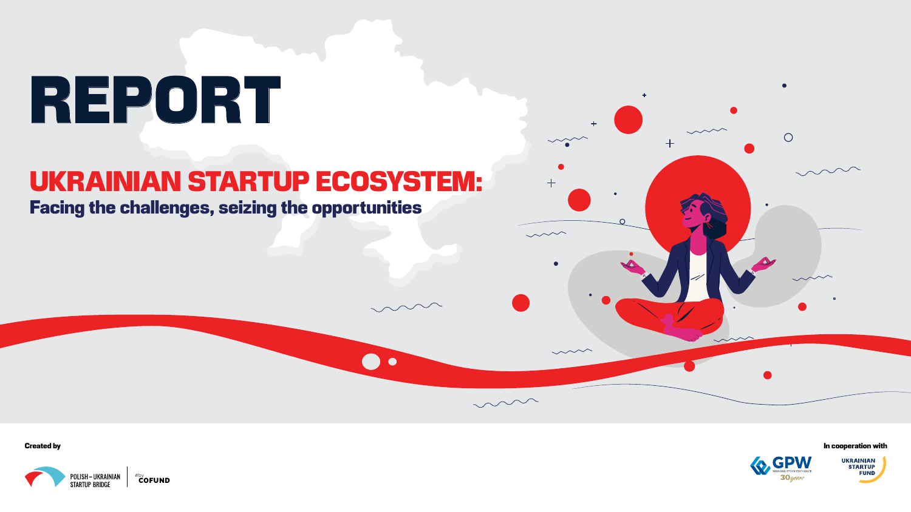# REPORT

## UKRAINIAN STARTUP ECOSYSTEM:

### Facing the challenges, seizing the opportunities

Created by

POLISH – UKRAINIAN STARTUP BRIDGE

#by COFUND

In cooperation with

GPW WARSAW STOCK EXCHANGE 30 years

UKRAINIAN STARTUP FUND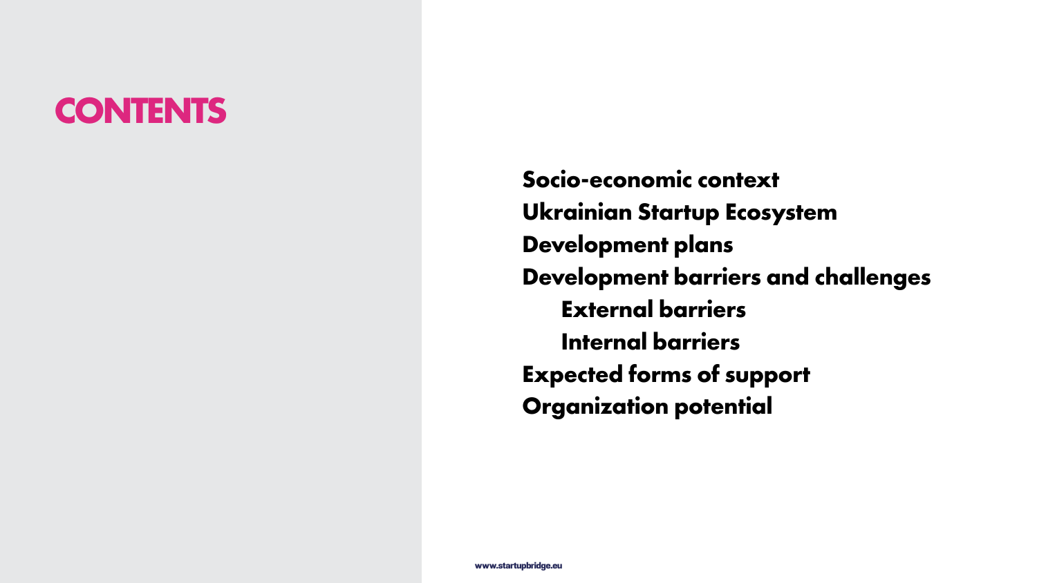# CONTENTS

- Socio-economic context
- Ukrainian Startup Ecosystem
- Development plans
- Development barriers and challenges
  - External barriers
  - Internal barriers
- Expected forms of support
- Organization potential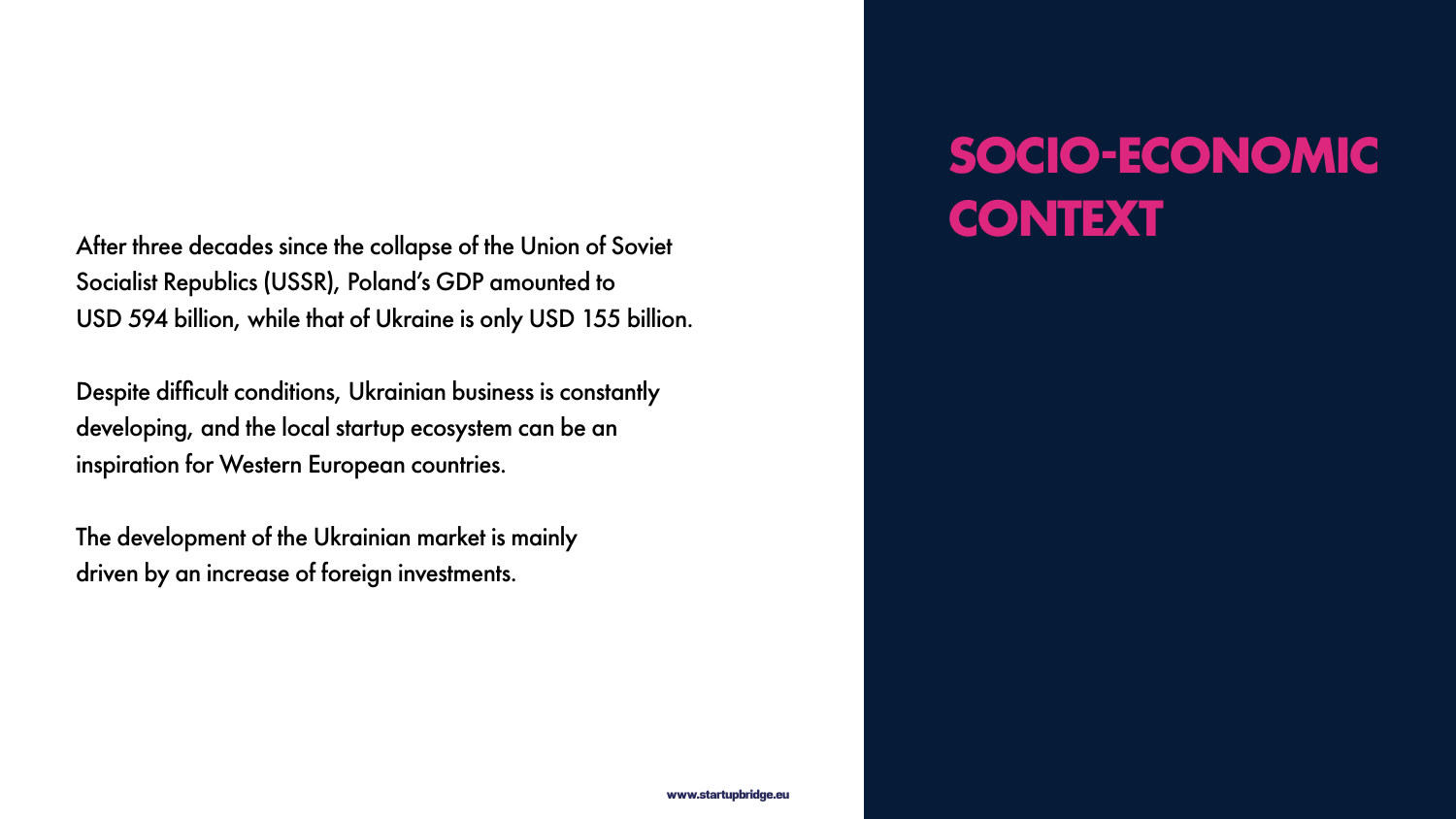# SOCIO-ECONOMIC CONTEXT

After three decades since the collapse of the Union of Soviet Socialist Republics (USSR), Poland's GDP amounted to USD 594 billion, while that of Ukraine is only USD 155 billion.

Despite difficult conditions, Ukrainian business is constantly developing, and the local startup ecosystem can be an inspiration for Western European countries.

The development of the Ukrainian market is mainly driven by an increase of foreign investments.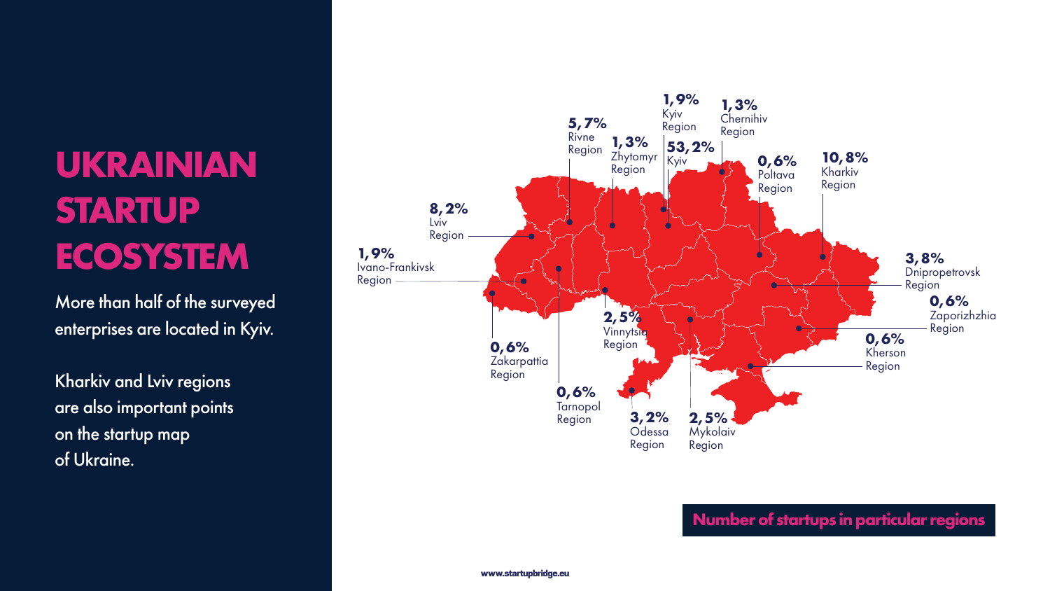# UKRAINIAN STARTUP ECOSYSTEM

More than half of the surveyed enterprises are located in Kyiv.

Kharkiv and Lviv regions are also important points on the startup map of Ukraine.

| Region | Share |
| --- | --- |
| Kyiv | 53,2% |
| Kharkiv Region | 10,8% |
| Lviv Region | 8,2% |
| Rivne Region | 5,7% |
| Dnipropetrovsk Region | 3,8% |
| Odessa Region | 3,2% |
| Vinnytsia Region | 2,5% |
| Mykolaiv Region | 2,5% |
| Kyiv Region | 1,9% |
| Ivano-Frankivsk Region | 1,9% |
| Zhytomyr Region | 1,3% |
| Chernihiv Region | 1,3% |
| Poltava Region | 0,6% |
| Zaporizhzhia Region | 0,6% |
| Kherson Region | 0,6% |
| Zakarpattia Region | 0,6% |
| Tarnopol Region | 0,6% |

**Number of startups in particular regions**

www.startupbridge.eu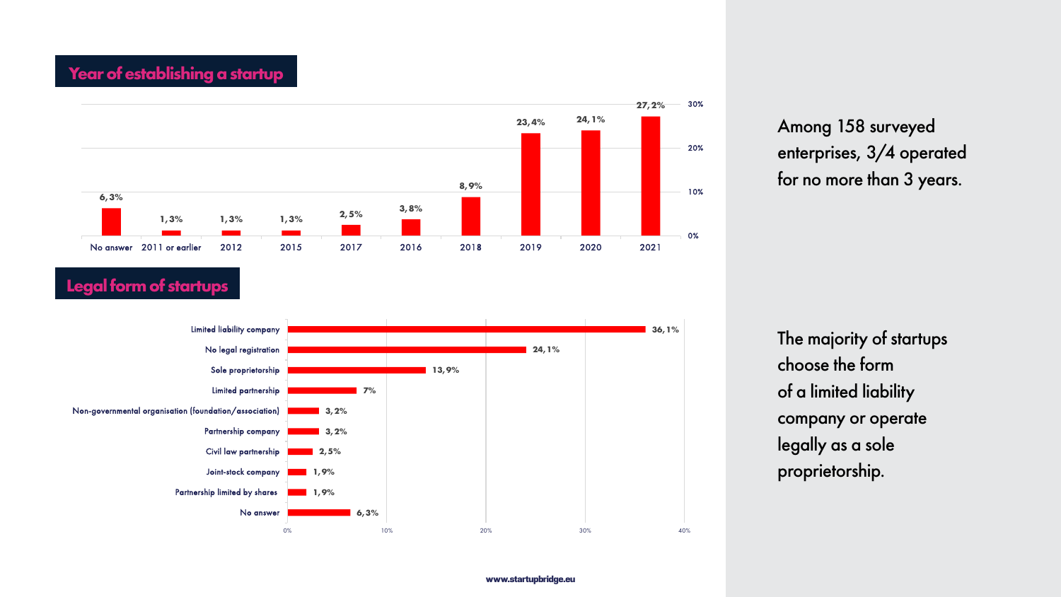## Year of establishing a startup

| Year | Share |
|---|---|
| No answer | 6,3% |
| 2011 or earlier | 1,3% |
| 2012 | 1,3% |
| 2015 | 1,3% |
| 2017 | 2,5% |
| 2016 | 3,8% |
| 2018 | 8,9% |
| 2019 | 23,4% |
| 2020 | 24,1% |
| 2021 | 27,2% |

Among 158 surveyed enterprises, 3/4 operated for no more than 3 years.

## Legal form of startups

| Legal form | Share |
|---|---|
| Limited liability company | 36,1% |
| No legal registration | 24,1% |
| Sole proprietorship | 13,9% |
| Limited partnership | 7% |
| Non-governmental organisation (foundation/association) | 3,2% |
| Partnership company | 3,2% |
| Civil law partnership | 2,5% |
| Joint-stock company | 1,9% |
| Partnership limited by shares | 1,9% |
| No answer | 6,3% |

The majority of startups choose the form of a limited liability company or operate legally as a sole proprietorship.

www.startupbridge.eu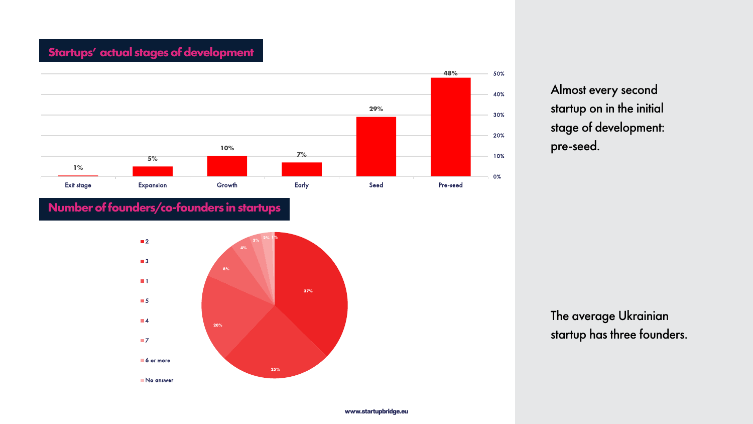## Startups' actual stages of development

| Stage | Share |
| --- | --- |
| Exit stage | 1% |
| Expansion | 5% |
| Growth | 10% |
| Early | 7% |
| Seed | 29% |
| Pre-seed | 48% |

## Number of founders/co-founders in startups

| Number of founders | Share |
| --- | --- |
| 2 | 37% |
| 3 | 25% |
| 1 | 20% |
| 5 | 8% |
| 4 | 4% |
| 7 | 3% |
| 6 or more | 2% |
| No answer | 1% |

Almost every second startup on in the initial stage of development: pre-seed.

The average Ukrainian startup has three founders.

www.startupbridge.eu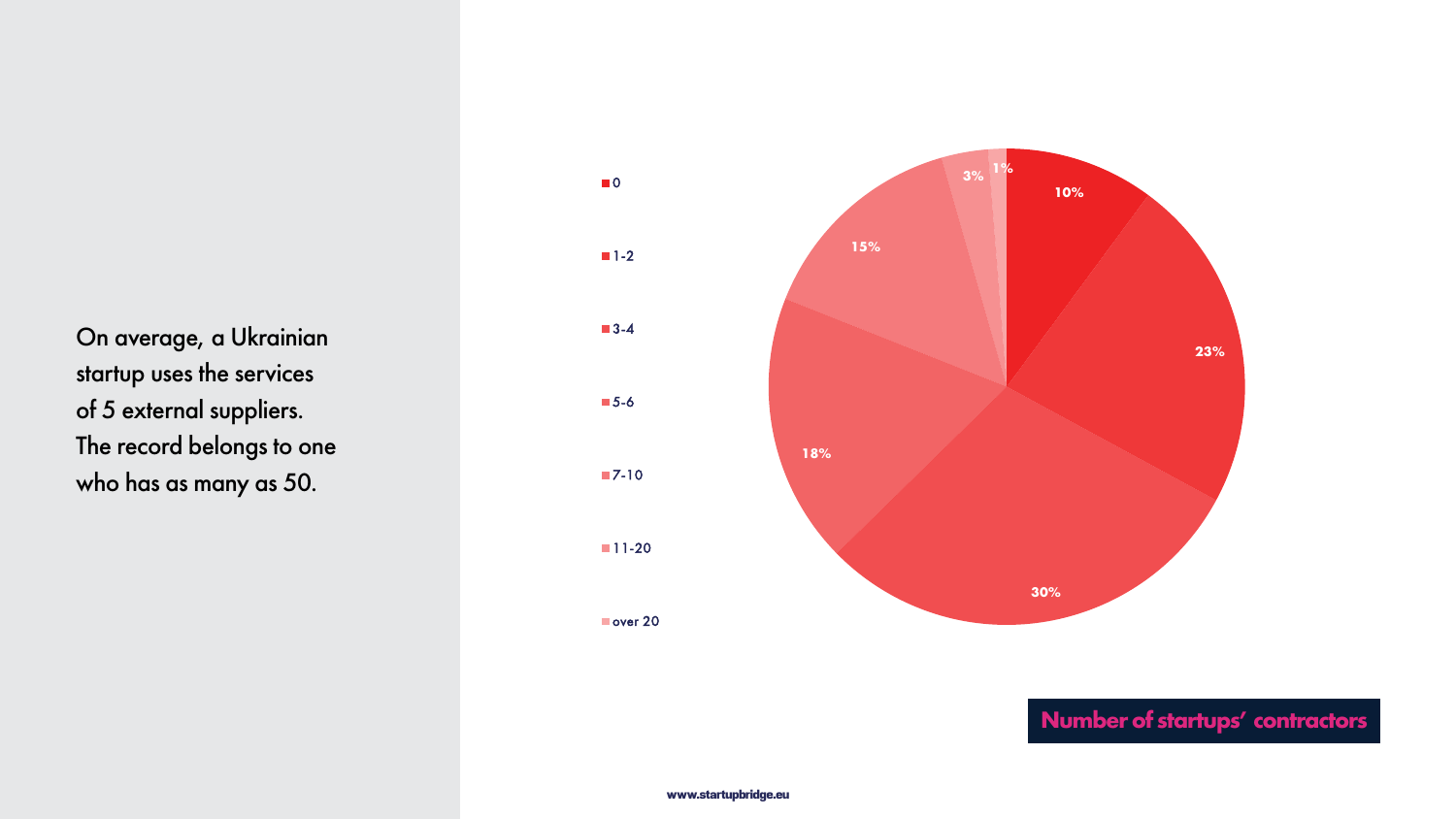On average, a Ukrainian startup uses the services of 5 external suppliers. The record belongs to one who has as many as 50.

## Number of startups' contractors

| Number of contractors | Share |
| --- | --- |
| 0 | 10% |
| 1-2 | 23% |
| 3-4 | 30% |
| 5-6 | 18% |
| 7-10 | 15% |
| 11-20 | 3% |
| over 20 | 1% |

www.startupbridge.eu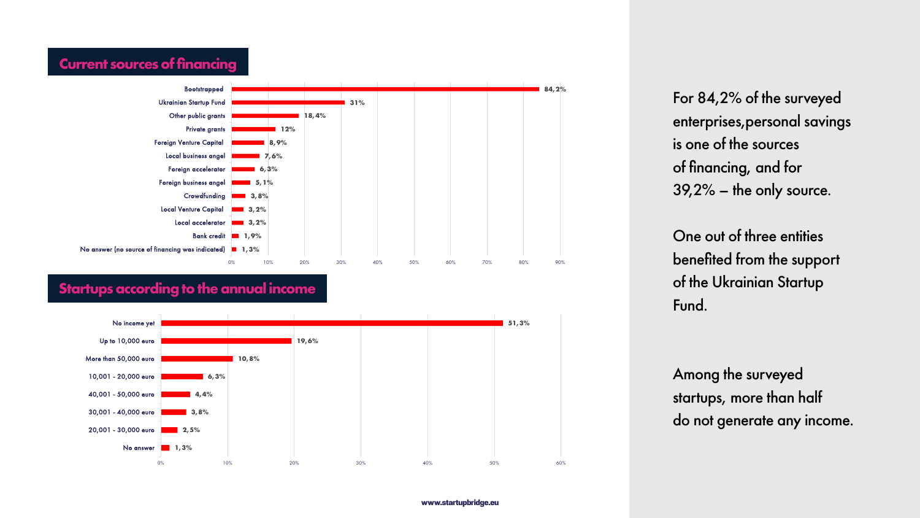## Current sources of financing

| Source | Share |
| --- | --- |
| Bootstrapped | 84,2% |
| Ukrainian Startup Fund | 31% |
| Other public grants | 18,4% |
| Private grants | 12% |
| Foreign Venture Capital | 8,9% |
| Local business angel | 7,6% |
| Foreign accelerator | 6,3% |
| Foreign business angel | 5,1% |
| Crowdfunding | 3,8% |
| Local Venture Capital | 3,2% |
| Local accelerator | 3,2% |
| Bank credit | 1,9% |
| No answer (no source of financing was indicated) | 1,3% |

## Startups according to the annual income

| Annual income | Share |
| --- | --- |
| No income yet | 51,3% |
| Up to 10,000 euro | 19,6% |
| More than 50,000 euro | 10,8% |
| 10,001 - 20,000 euro | 6,3% |
| 40,001 - 50,000 euro | 4,4% |
| 30,001 - 40,000 euro | 3,8% |
| 20,001 - 30,000 euro | 2,5% |
| No answer | 1,3% |

For 84,2% of the surveyed enterprises,personal savings is one of the sources of financing, and for 39,2% – the only source.

One out of three entities benefited from the support of the Ukrainian Startup Fund.

Among the surveyed startups, more than half do not generate any income.

www.startupbridge.eu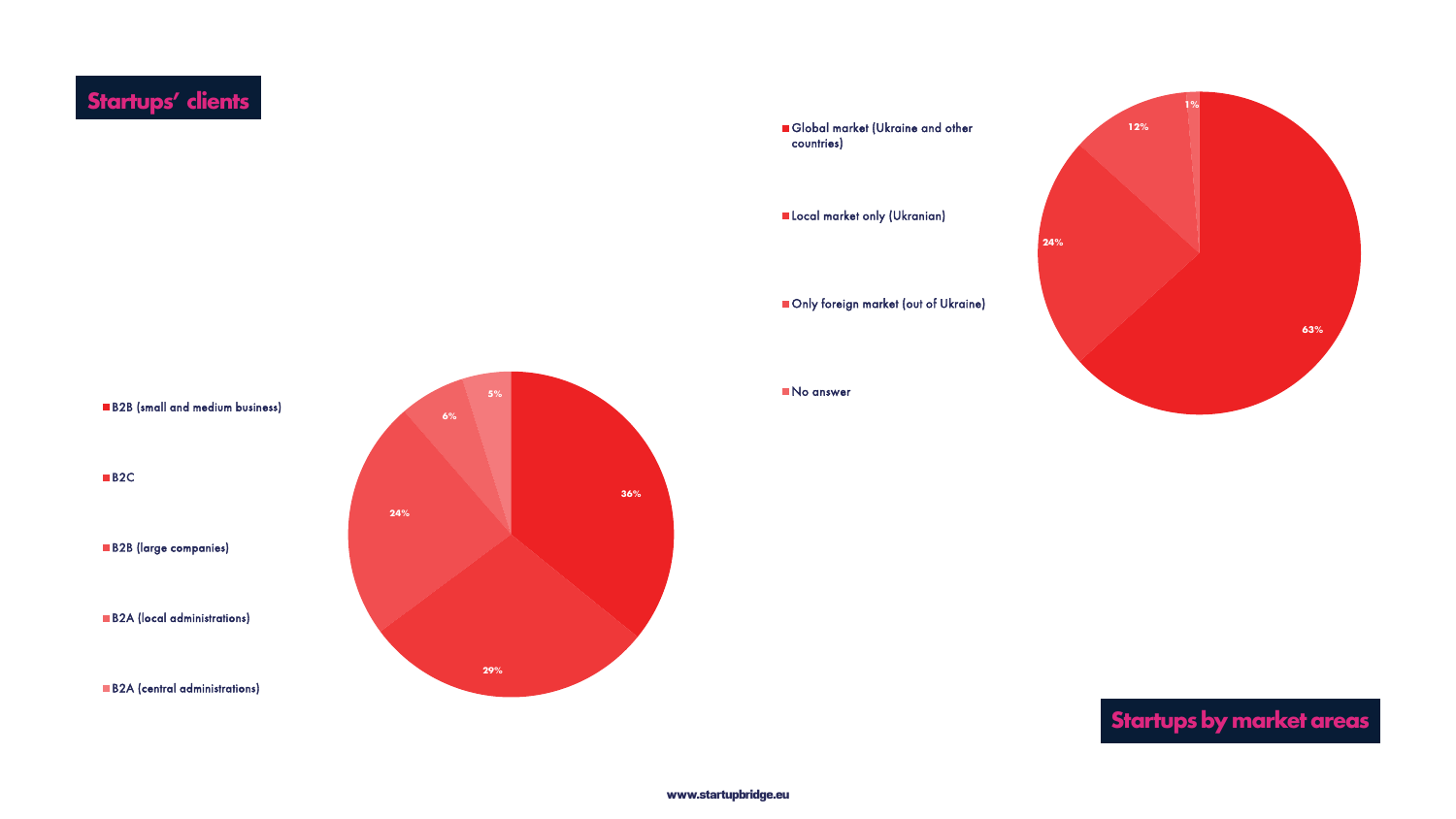## Startups' clients

| Category | Share |
| --- | --- |
| B2B (small and medium business) | 36% |
| B2C | 29% |
| B2B (large companies) | 24% |
| B2A (local administrations) | 6% |
| B2A (central administrations) | 5% |

## Startups by market areas

| Market area | Share |
| --- | --- |
| Global market (Ukraine and other countries) | 63% |
| Local market only (Ukranian) | 24% |
| Only foreign market (out of Ukraine) | 12% |
| No answer | 1% |

www.startupbridge.eu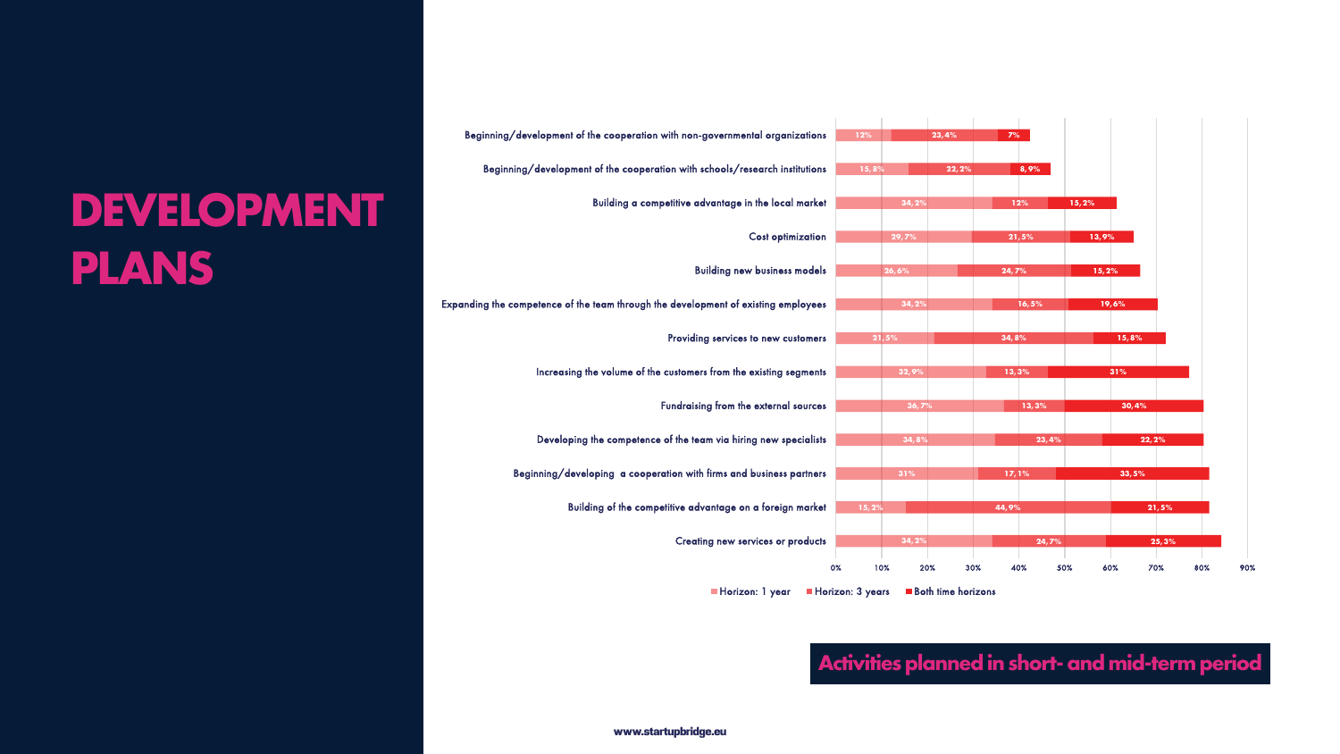# DEVELOPMENT PLANS

| Activity | Horizon: 1 year | Horizon: 3 years | Both time horizons |
|---|---|---|---|
| Beginning/development of the cooperation with non-governmental organizations | 12% | 23,4% | 7% |
| Beginning/development of the cooperation with schools/research institutions | 15,8% | 22,2% | 8,9% |
| Building a competitive advantage in the local market | 34,2% | 12% | 15,2% |
| Cost optimization | 29,7% | 21,5% | 13,9% |
| Building new business models | 26,6% | 24,7% | 15,2% |
| Expanding the competence of the team through the development of existing employees | 34,2% | 16,5% | 19,6% |
| Providing services to new customers | 21,5% | 34,8% | 15,8% |
| Increasing the volume of the customers from the existing segments | 32,9% | 13,3% | 31% |
| Fundraising from the external sources | 36,7% | 13,3% | 30,4% |
| Developing the competence of the team via hiring new specialists | 34,8% | 23,4% | 22,2% |
| Beginning/developing a cooperation with firms and business partners | 31% | 17,1% | 33,5% |
| Building of the competitive advantage on a foreign market | 15,2% | 44,9% | 21,5% |
| Creating new services or products | 34,2% | 24,7% | 25,3% |

**Activities planned in short- and mid-term period**

www.startupbridge.eu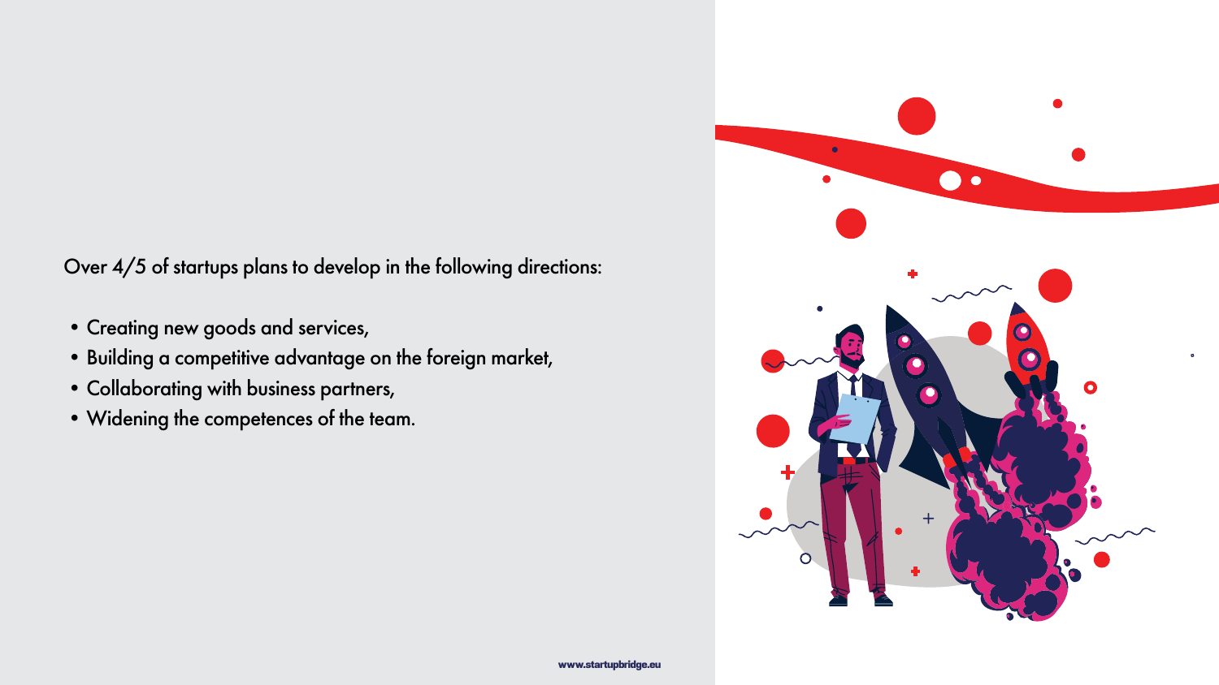Over 4/5 of startups plans to develop in the following directions:

- Creating new goods and services,
- Building a competitive advantage on the foreign market,
- Collaborating with business partners,
- Widening the competences of the team.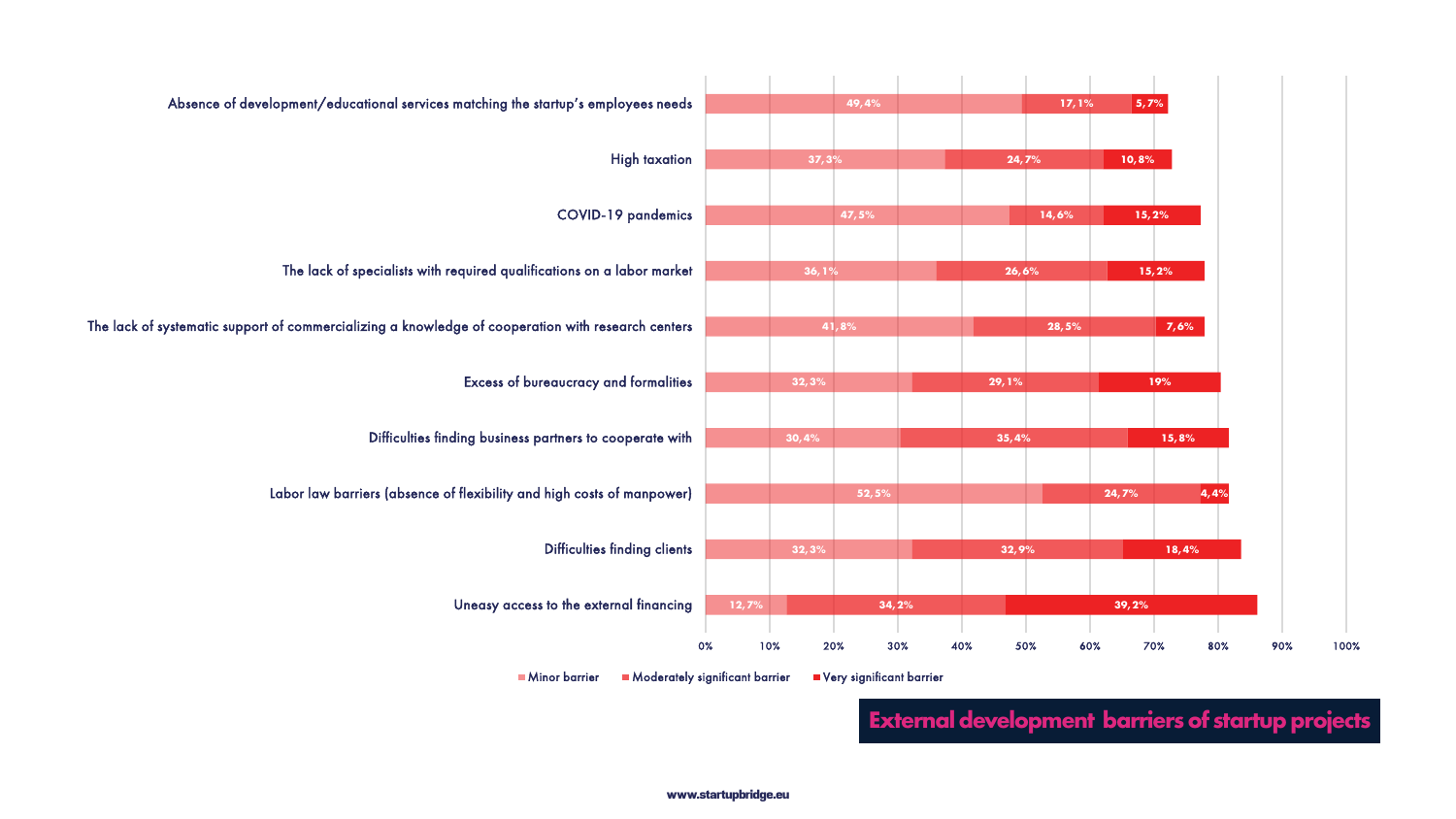## External development barriers of startup projects

| Barrier | Minor barrier | Moderately significant barrier | Very significant barrier |
| --- | --- | --- | --- |
| Absence of development/educational services matching the startup's employees needs | 49,4% | 17,1% | 5,7% |
| High taxation | 37,3% | 24,7% | 10,8% |
| COVID-19 pandemics | 47,5% | 14,6% | 15,2% |
| The lack of specialists with required qualifications on a labor market | 36,1% | 26,6% | 15,2% |
| The lack of systematic support of commercializing a knowledge of cooperation with research centers | 41,8% | 28,5% | 7,6% |
| Excess of bureaucracy and formalities | 32,3% | 29,1% | 19% |
| Difficulties finding business partners to cooperate with | 30,4% | 35,4% | 15,8% |
| Labor law barriers (absence of flexibility and high costs of manpower) | 52,5% | 24,7% | 4,4% |
| Difficulties finding clients | 32,3% | 32,9% | 18,4% |
| Uneasy access to the external financing | 12,7% | 34,2% | 39,2% |

www.startupbridge.eu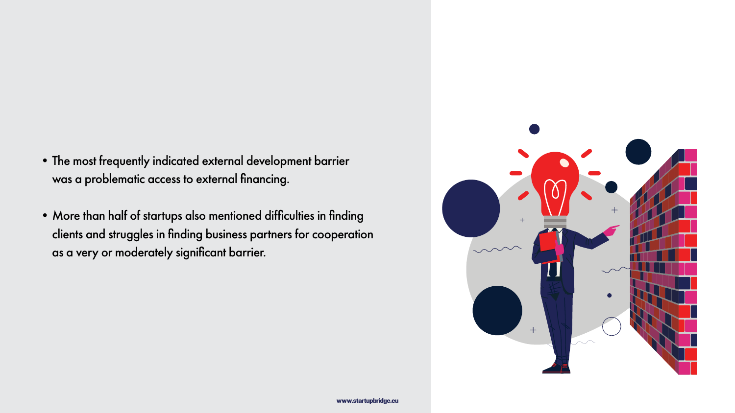- The most frequently indicated external development barrier was a problematic access to external financing.

- More than half of startups also mentioned difficulties in finding clients and struggles in finding business partners for cooperation as a very or moderately significant barrier.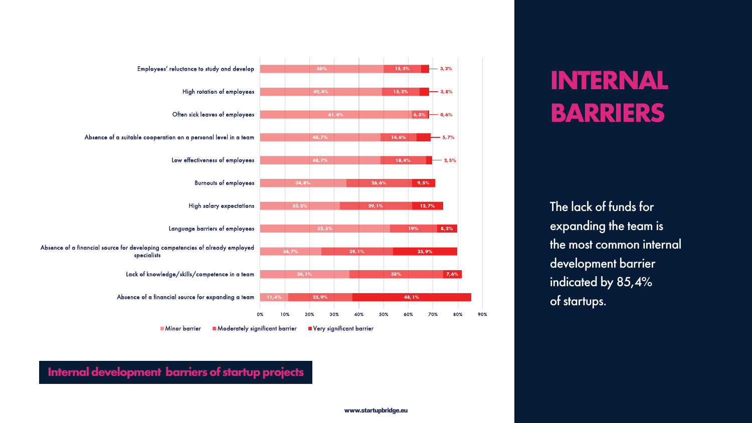# INTERNAL BARRIERS

The lack of funds for expanding the team is the most common internal development barrier indicated by 85,4% of startups.

## Internal development barriers of startup projects

| Barrier | Minor barrier | Moderately significant barrier | Very significant barrier |
| --- | --- | --- | --- |
| Employees' reluctance to study and develop | 50% | 15,2% | 3,2% |
| High rotation of employees | 49,4% | 15,2% | 3,8% |
| Often sick leaves of employees | 61,4% | 6,3% | 0,6% |
| Absence of a suitable cooperation on a personal level in a team | 48,7% | 14,6% | 5,7% |
| Low effectiveness of employees | 48,7% | 18,4% | 2,5% |
| Burnouts of employees | 34,8% | 26,6% | 9,5% |
| High salary expectations | 32,3% | 29,1% | 12,7% |
| Language barriers of employees | 52,5% | 19% | 8,2% |
| Absence of a financial source for developing competencies of already employed specialists | 24,7% | 29,1% | 25,9% |
| Lack of knowledge/skills/competence in a team | 36,1% | 38% | 7,6% |
| Absence of a financial source for expanding a team | 11,4% | 25,9% | 48,1% |

www.startupbridge.eu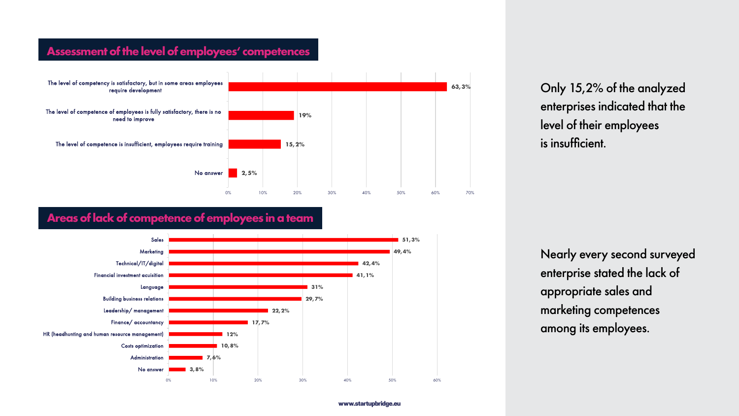## Assessment of the level of employees' competences

| Response | Share |
|---|---|
| The level of competency is satisfactory, but in some areas employees require development | 63,3% |
| The level of competence of employees is fully satisfactory, there is no need to improve | 19% |
| The level of competence is insufficient, employees require training | 15,2% |
| No answer | 2,5% |

Only 15,2% of the analyzed enterprises indicated that the level of their employees is insufficient.

## Areas of lack of competence of employees in a team

| Area | Share |
|---|---|
| Sales | 51,3% |
| Marketing | 49,4% |
| Technical/IT/digital | 42,4% |
| Financial investment acuisition | 41,1% |
| Language | 31% |
| Building business relations | 29,7% |
| Leadership/ management | 22,2% |
| Finance/ accountancy | 17,7% |
| HR (headhunting and human resource management) | 12% |
| Costs optimization | 10,8% |
| Administration | 7,6% |
| No answer | 3,8% |

Nearly every second surveyed enterprise stated the lack of appropriate sales and marketing competences among its employees.

www.startupbridge.eu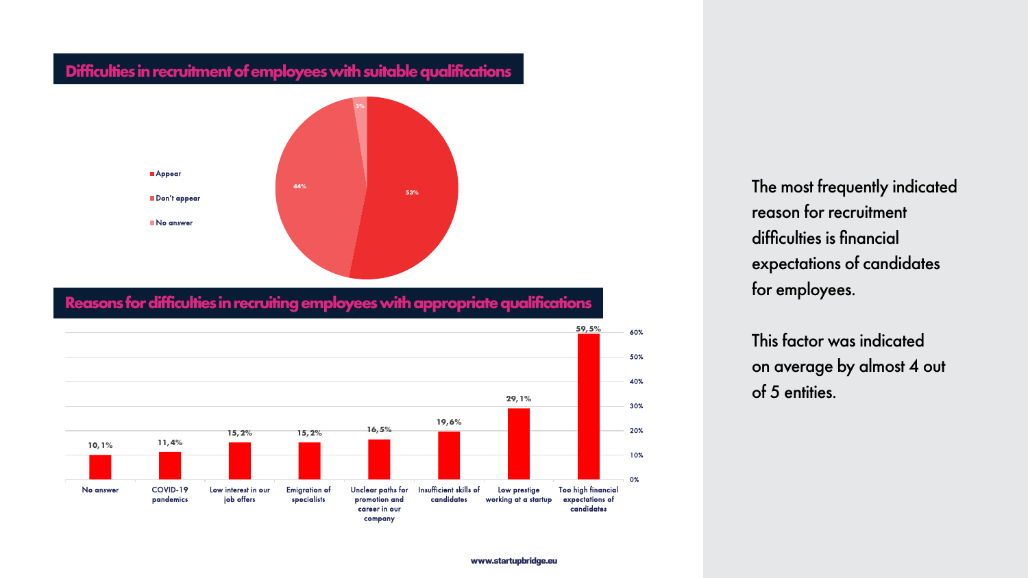## Difficulties in recruitment of employees with suitable qualifications

| Answer | Share |
| --- | --- |
| Appear | 53% |
| Don't appear | 44% |
| No answer | 3% |

## Reasons for difficulties in recruiting employees with appropriate qualifications

| Reason | Share |
| --- | --- |
| No answer | 10,1% |
| COVID-19 pandemics | 11,4% |
| Low interest in our job offers | 15,2% |
| Emigration of specialists | 15,2% |
| Unclear paths for promotion and career in our company | 16,5% |
| Insufficient skills of candidates | 19,6% |
| Low prestige working at a startup | 29,1% |
| Too high financial expectations of candidates | 59,5% |

The most frequently indicated reason for recruitment difficulties is financial expectations of candidates for employees.

This factor was indicated on average by almost 4 out of 5 entities.

www.startupbridge.eu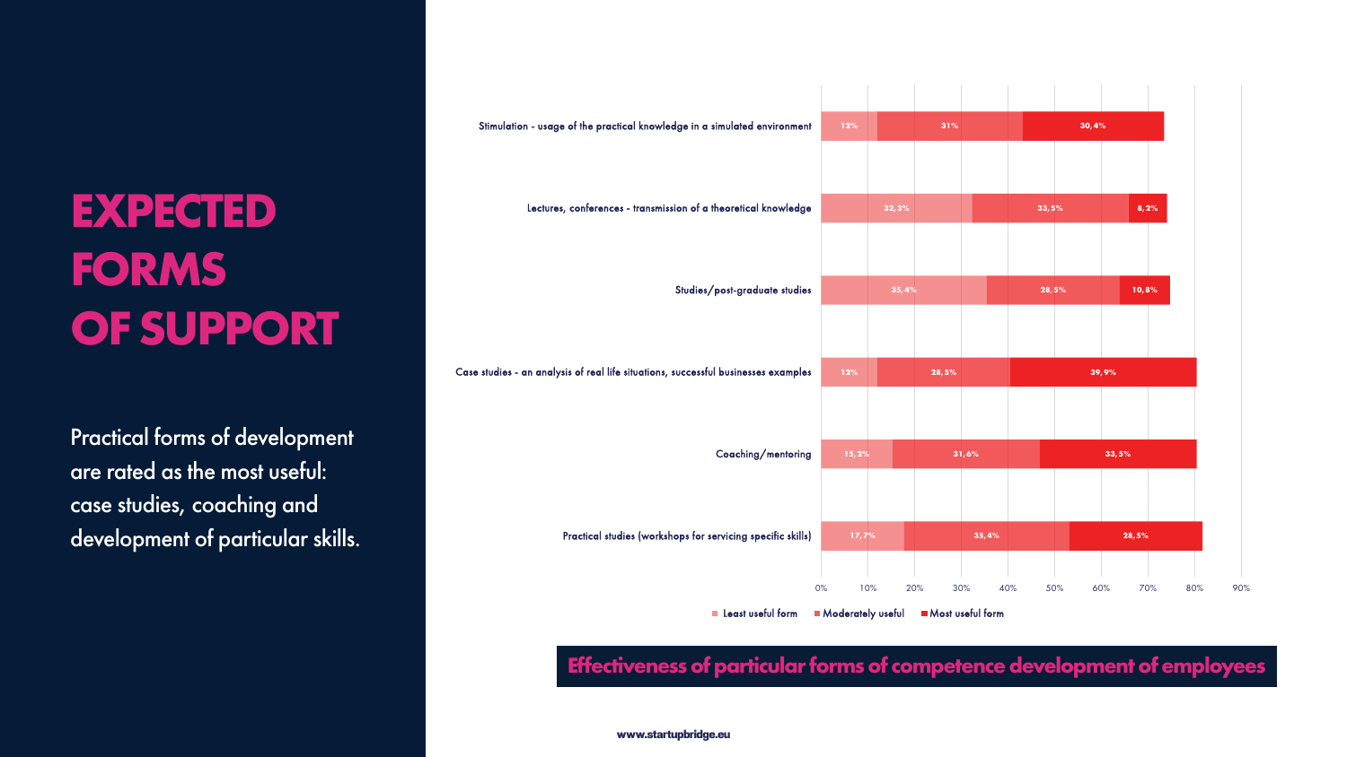# EXPECTED FORMS OF SUPPORT

Practical forms of development are rated as the most useful: case studies, coaching and development of particular skills.

| Form | Least useful form | Moderately useful | Most useful form |
| --- | --- | --- | --- |
| Stimulation - usage of the practical knowledge in a simulated environment | 12% | 31% | 30,4% |
| Lectures, conferences - transmission of a theoretical knowledge | 32,3% | 33,5% | 8,2% |
| Studies/post-graduate studies | 35,4% | 28,5% | 10,8% |
| Case studies - an analysis of real life situations, successful businesses examples | 12% | 28,5% | 39,9% |
| Coaching/mentoring | 15,2% | 31,6% | 33,5% |
| Practical studies (workshops for servicing specific skills) | 17,7% | 35,4% | 28,5% |

**Effectiveness of particular forms of competence development of employees**

www.startupbridge.eu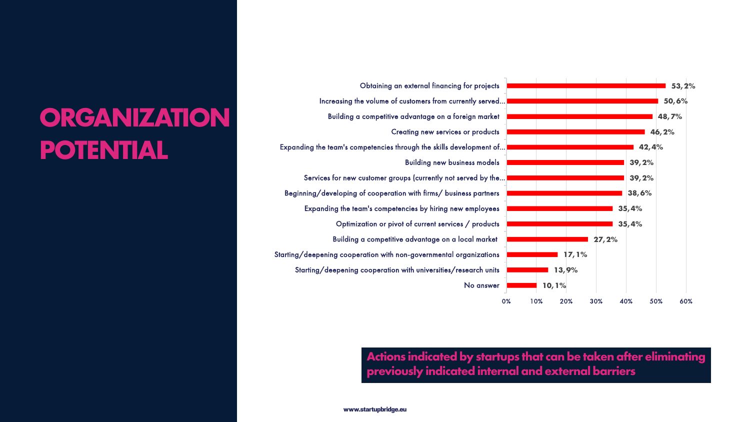# ORGANIZATION POTENTIAL

| Action | Share |
| --- | --- |
| Obtaining an external financing for projects | 53,2% |
| Increasing the volume of customers from currently served... | 50,6% |
| Building a competitive advantage on a foreign market | 48,7% |
| Creating new services or products | 46,2% |
| Expanding the team's competencies through the skills development of... | 42,4% |
| Building new business models | 39,2% |
| Services for new customer groups (currently not served by the... | 39,2% |
| Beginning/developing of cooperation with firms/ business partners | 38,6% |
| Expanding the team's competencies by hiring new employees | 35,4% |
| Optimization or pivot of current services / products | 35,4% |
| Building a competitive advantage on a local market | 27,2% |
| Starting/deepening cooperation with non-governmental organizations | 17,1% |
| Starting/deepening cooperation with universities/research units | 13,9% |
| No answer | 10,1% |

**Actions indicated by startups that can be taken after eliminating previously indicated internal and external barriers**

www.startupbridge.eu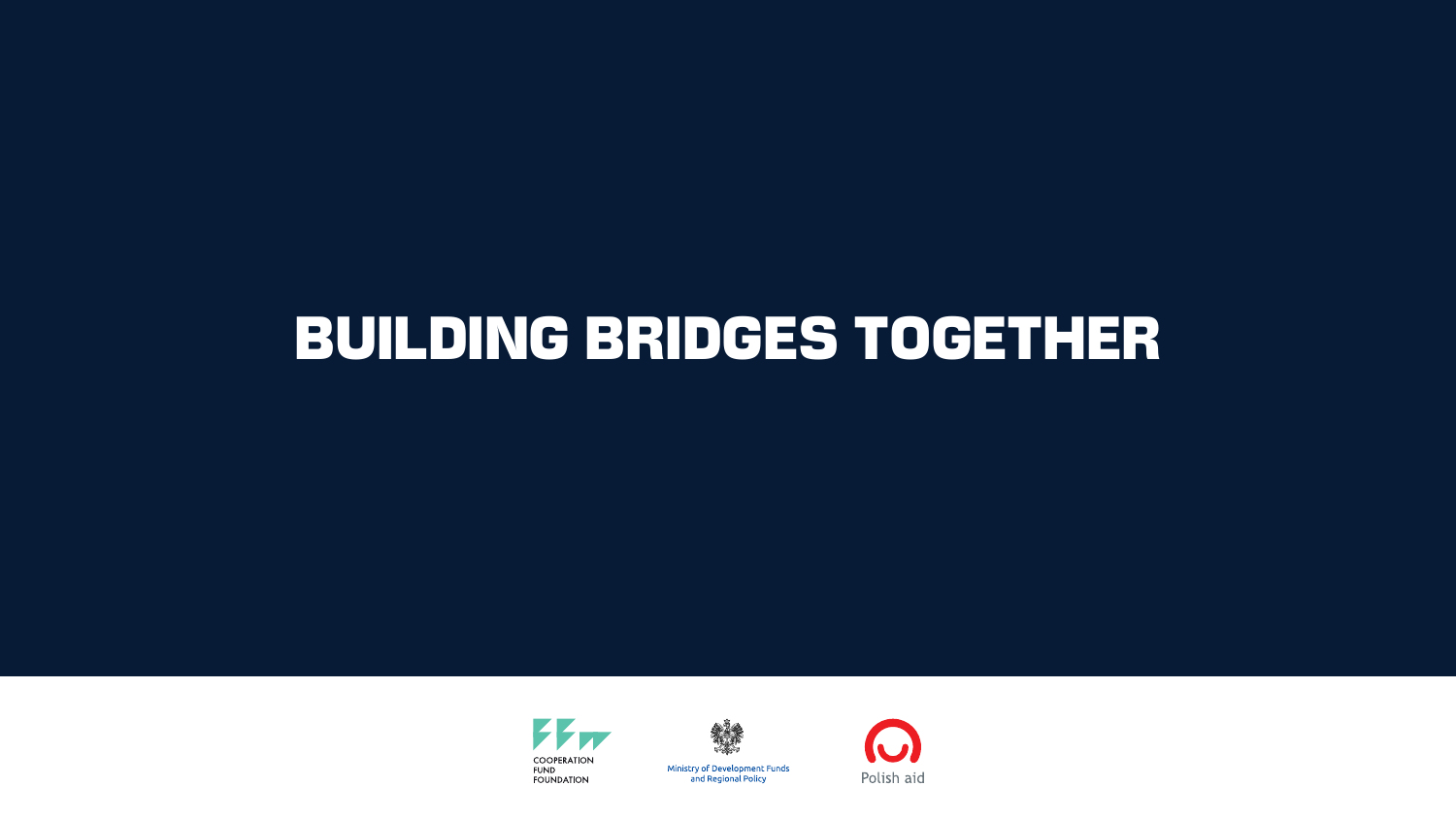# BUILDING BRIDGES TOGETHER

COOPERATION FUND FOUNDATION

Ministry of Development Funds and Regional Policy

Polish aid